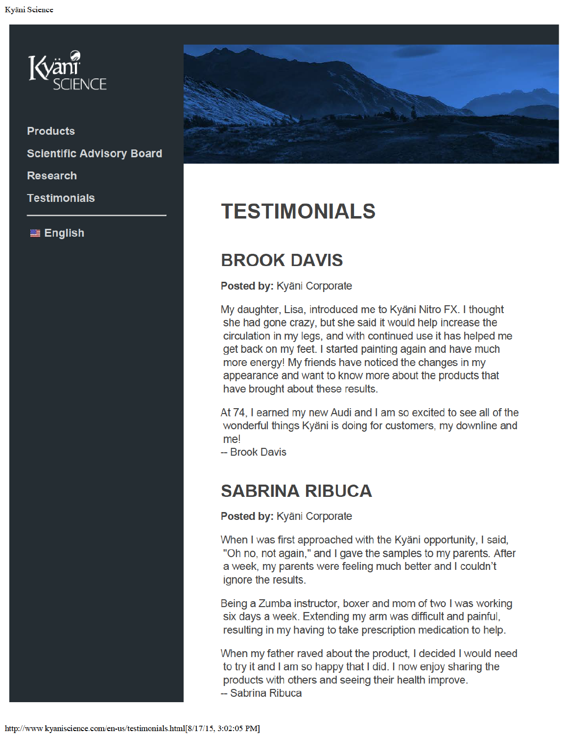Kyäni SCIENCE

Products

Scientific Advisory Board

Research

Testimonials

English

# TESTIMONIALS

## BROOK DAVIS

**Posted by:** Kyäni Corporate

My daughter, Lisa, introduced me to Kyäni Nitro FX. I thought she had gone crazy, but she said it would help increase the circulation in my legs, and with continued use it has helped me get back on my feet. I started painting again and have much more energy! My friends have noticed the changes in my appearance and want to know more about the products that have brought about these results.

At 74, I earned my new Audi and I am so excited to see all of the wonderful things Kyäni is doing for customers, my downline and me!
-- Brook Davis

## SABRINA RIBUCA

**Posted by:** Kyäni Corporate

When I was first approached with the Kyäni opportunity, I said, "Oh no, not again," and I gave the samples to my parents. After a week, my parents were feeling much better and I couldn't ignore the results.

Being a Zumba instructor, boxer and mom of two I was working six days a week. Extending my arm was difficult and painful, resulting in my having to take prescription medication to help.

When my father raved about the product, I decided I would need to try it and I am so happy that I did. I now enjoy sharing the products with others and seeing their health improve.
-- Sabrina Ribuca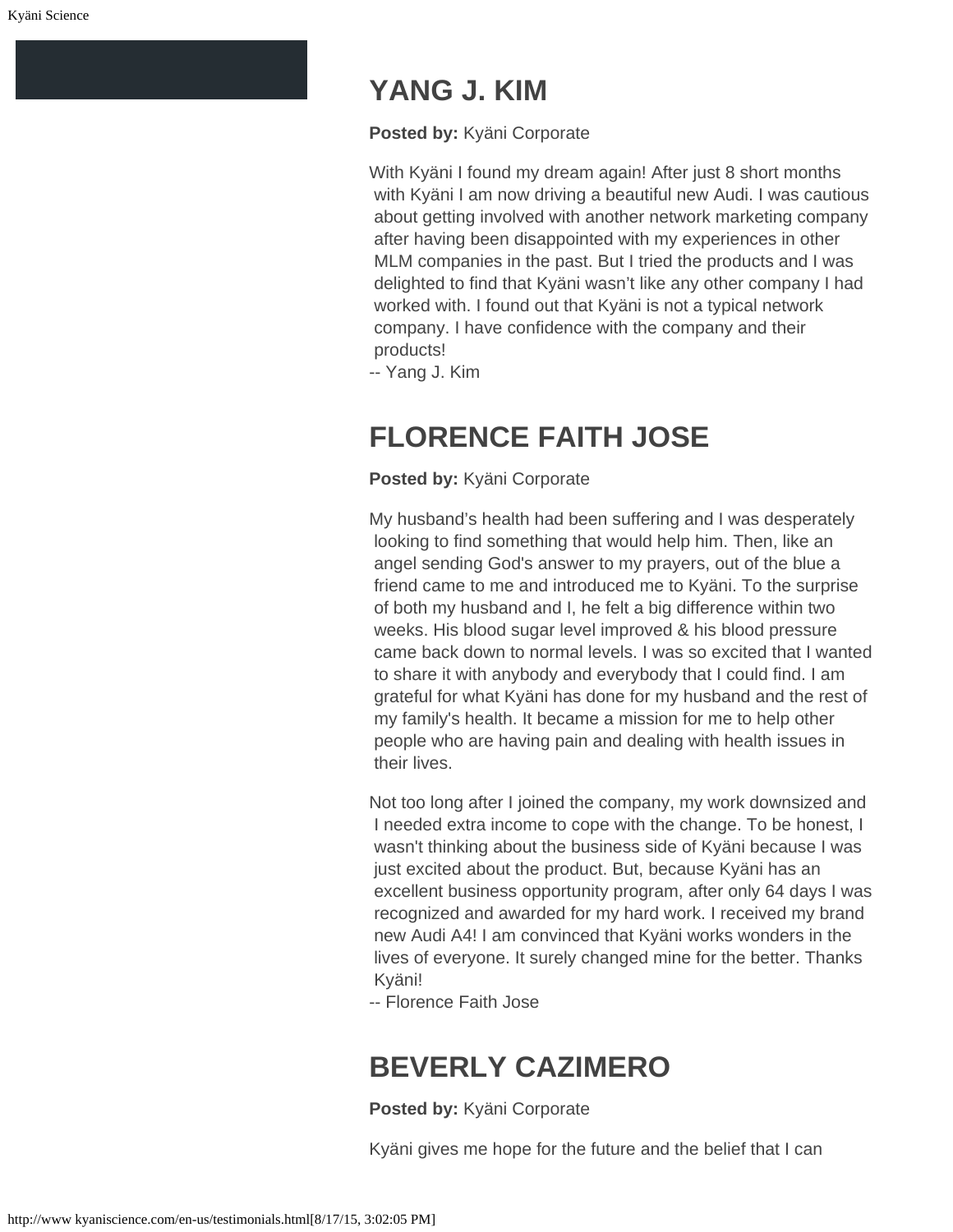## YANG J. KIM

**Posted by:** Kyäni Corporate

With Kyäni I found my dream again! After just 8 short months with Kyäni I am now driving a beautiful new Audi. I was cautious about getting involved with another network marketing company after having been disappointed with my experiences in other MLM companies in the past. But I tried the products and I was delighted to find that Kyäni wasn’t like any other company I had worked with. I found out that Kyäni is not a typical network company. I have confidence with the company and their products!
-- Yang J. Kim

## FLORENCE FAITH JOSE

**Posted by:** Kyäni Corporate

My husband’s health had been suffering and I was desperately looking to find something that would help him. Then, like an angel sending God's answer to my prayers, out of the blue a friend came to me and introduced me to Kyäni. To the surprise of both my husband and I, he felt a big difference within two weeks. His blood sugar level improved & his blood pressure came back down to normal levels. I was so excited that I wanted to share it with anybody and everybody that I could find. I am grateful for what Kyäni has done for my husband and the rest of my family's health. It became a mission for me to help other people who are having pain and dealing with health issues in their lives.

Not too long after I joined the company, my work downsized and I needed extra income to cope with the change. To be honest, I wasn't thinking about the business side of Kyäni because I was just excited about the product. But, because Kyäni has an excellent business opportunity program, after only 64 days I was recognized and awarded for my hard work. I received my brand new Audi A4! I am convinced that Kyäni works wonders in the lives of everyone. It surely changed mine for the better. Thanks Kyäni!
-- Florence Faith Jose

## BEVERLY CAZIMERO

**Posted by:** Kyäni Corporate

Kyäni gives me hope for the future and the belief that I can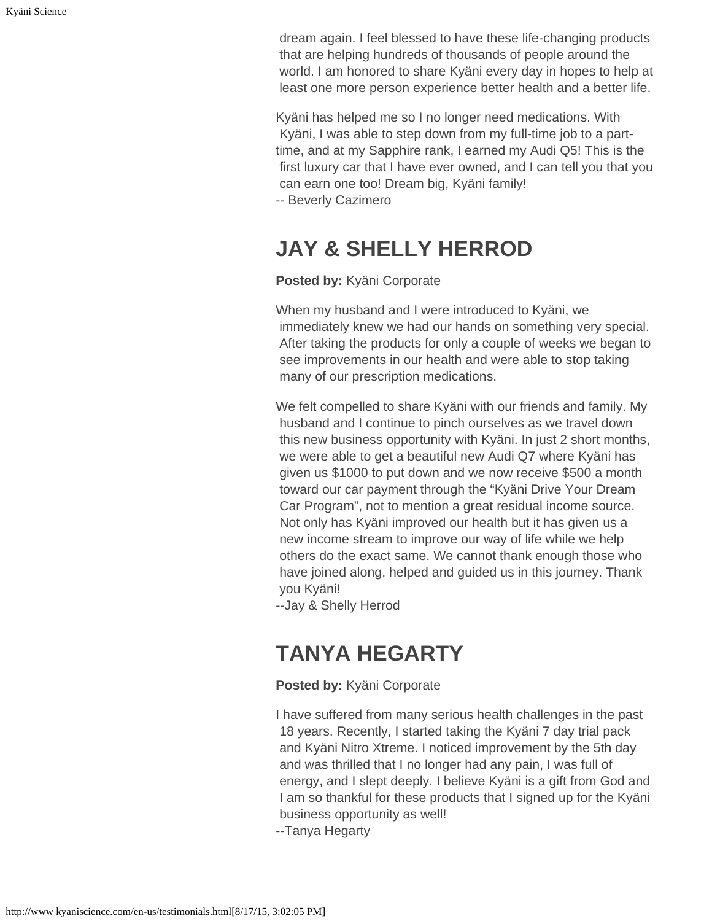dream again. I feel blessed to have these life-changing products that are helping hundreds of thousands of people around the world. I am honored to share Kyäni every day in hopes to help at least one more person experience better health and a better life.

Kyäni has helped me so I no longer need medications. With Kyäni, I was able to step down from my full-time job to a part-time, and at my Sapphire rank, I earned my Audi Q5! This is the first luxury car that I have ever owned, and I can tell you that you can earn one too! Dream big, Kyäni family!
-- Beverly Cazimero

## JAY & SHELLY HERROD

**Posted by:** Kyäni Corporate

When my husband and I were introduced to Kyäni, we immediately knew we had our hands on something very special. After taking the products for only a couple of weeks we began to see improvements in our health and were able to stop taking many of our prescription medications.

We felt compelled to share Kyäni with our friends and family. My husband and I continue to pinch ourselves as we travel down this new business opportunity with Kyäni. In just 2 short months, we were able to get a beautiful new Audi Q7 where Kyäni has given us $1000 to put down and we now receive $500 a month toward our car payment through the "Kyäni Drive Your Dream Car Program", not to mention a great residual income source. Not only has Kyäni improved our health but it has given us a new income stream to improve our way of life while we help others do the exact same. We cannot thank enough those who have joined along, helped and guided us in this journey. Thank you Kyäni!
--Jay & Shelly Herrod

## TANYA HEGARTY

**Posted by:** Kyäni Corporate

I have suffered from many serious health challenges in the past 18 years. Recently, I started taking the Kyäni 7 day trial pack and Kyäni Nitro Xtreme. I noticed improvement by the 5th day and was thrilled that I no longer had any pain, I was full of energy, and I slept deeply. I believe Kyäni is a gift from God and I am so thankful for these products that I signed up for the Kyäni business opportunity as well!
--Tanya Hegarty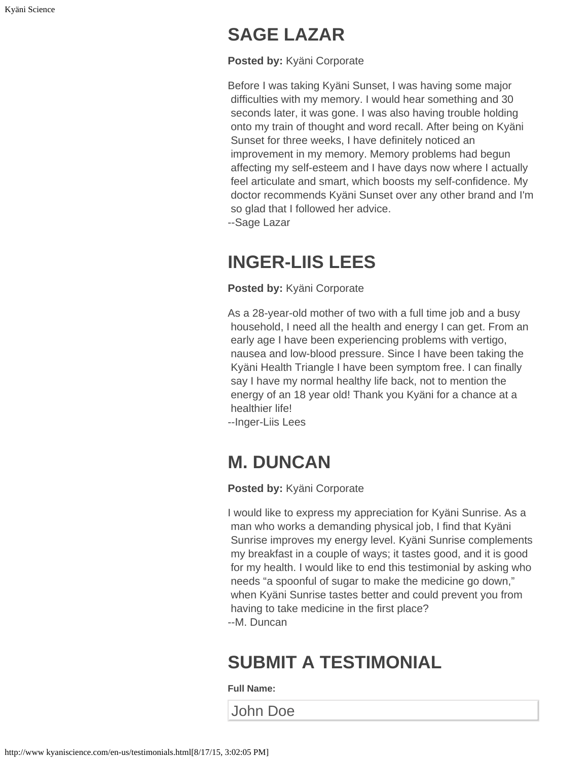## SAGE LAZAR

**Posted by:** Kyäni Corporate

Before I was taking Kyäni Sunset, I was having some major difficulties with my memory. I would hear something and 30 seconds later, it was gone. I was also having trouble holding onto my train of thought and word recall. After being on Kyäni Sunset for three weeks, I have definitely noticed an improvement in my memory. Memory problems had begun affecting my self-esteem and I have days now where I actually feel articulate and smart, which boosts my self-confidence. My doctor recommends Kyäni Sunset over any other brand and I'm so glad that I followed her advice.
--Sage Lazar

## INGER-LIIS LEES

**Posted by:** Kyäni Corporate

As a 28-year-old mother of two with a full time job and a busy household, I need all the health and energy I can get. From an early age I have been experiencing problems with vertigo, nausea and low-blood pressure. Since I have been taking the Kyäni Health Triangle I have been symptom free. I can finally say I have my normal healthy life back, not to mention the energy of an 18 year old! Thank you Kyäni for a chance at a healthier life!
--Inger-Liis Lees

## M. DUNCAN

**Posted by:** Kyäni Corporate

I would like to express my appreciation for Kyäni Sunrise. As a man who works a demanding physical job, I find that Kyäni Sunrise improves my energy level. Kyäni Sunrise complements my breakfast in a couple of ways; it tastes good, and it is good for my health. I would like to end this testimonial by asking who needs "a spoonful of sugar to make the medicine go down," when Kyäni Sunrise tastes better and could prevent you from having to take medicine in the first place?
--M. Duncan

## SUBMIT A TESTIMONIAL

**Full Name:**

John Doe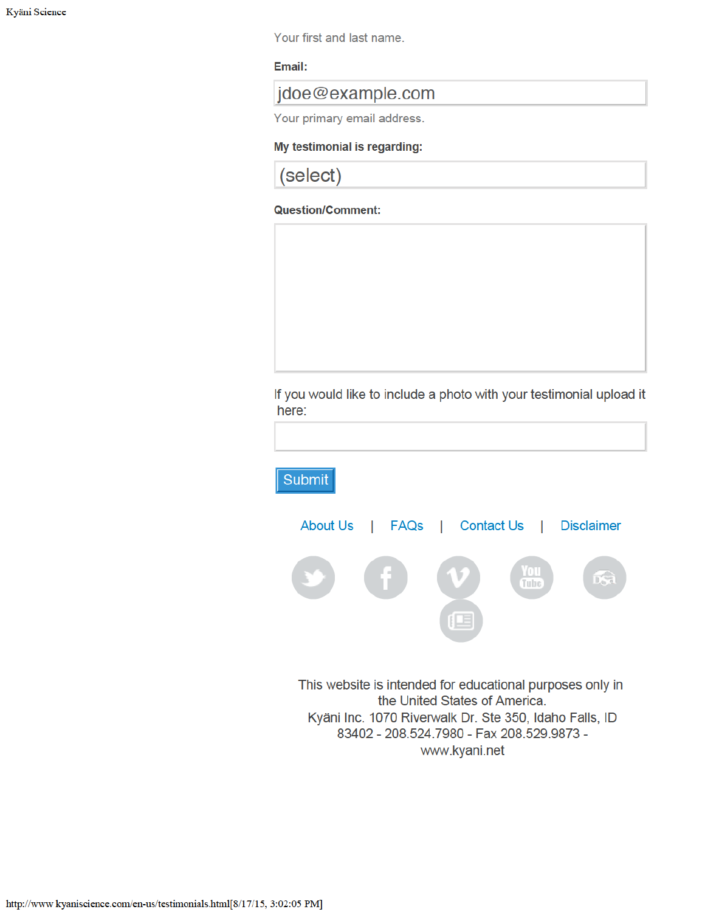Your first and last name.

**Email:**

jdoe@example.com

Your primary email address.

**My testimonial is regarding:**

(select)

**Question/Comment:**

If you would like to include a photo with your testimonial upload it here:

Submit

About Us | FAQs | Contact Us | Disclaimer

This website is intended for educational purposes only in the United States of America.
Kyäni Inc. 1070 Riverwalk Dr. Ste 350, Idaho Falls, ID 83402 - 208.524.7980 - Fax 208.529.9873 - www.kyani.net